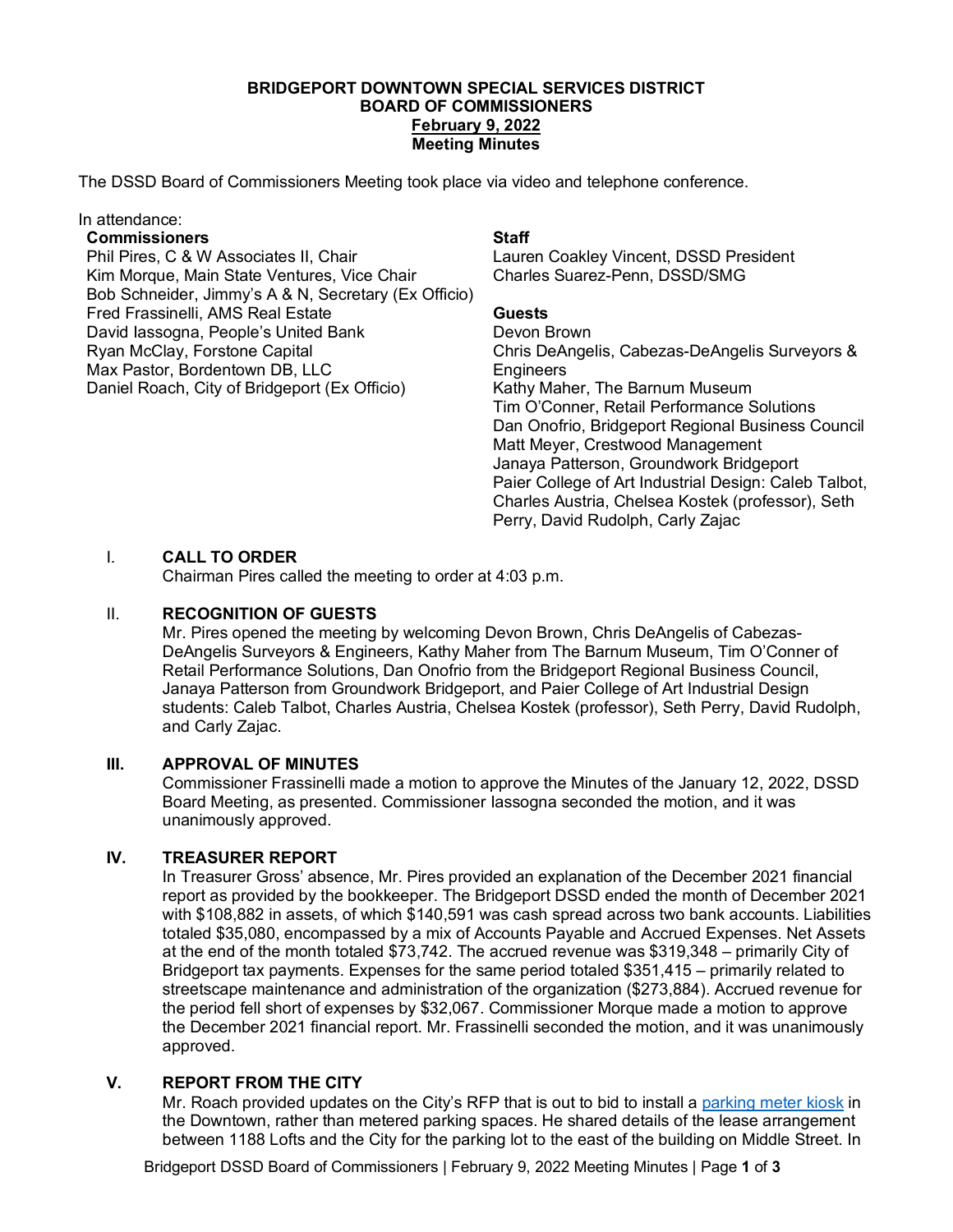**BRIDGEPORT DOWNTOWN SPECIAL SERVICES DISTRICT**
**BOARD OF COMMISSIONERS**
**February 9, 2022**
**Meeting Minutes**

The DSSD Board of Commissioners Meeting took place via video and telephone conference.

In attendance:

**Commissioners**
Phil Pires, C & W Associates II, Chair
Kim Morque, Main State Ventures, Vice Chair
Bob Schneider, Jimmy's A & N, Secretary (Ex Officio)
Fred Frassinelli, AMS Real Estate
David Iassogna, People's United Bank
Ryan McClay, Forstone Capital
Max Pastor, Bordentown DB, LLC
Daniel Roach, City of Bridgeport (Ex Officio)

**Staff**
Lauren Coakley Vincent, DSSD President
Charles Suarez-Penn, DSSD/SMG

**Guests**
Devon Brown
Chris DeAngelis, Cabezas-DeAngelis Surveyors & Engineers
Kathy Maher, The Barnum Museum
Tim O'Conner, Retail Performance Solutions
Dan Onofrio, Bridgeport Regional Business Council
Matt Meyer, Crestwood Management
Janaya Patterson, Groundwork Bridgeport
Paier College of Art Industrial Design: Caleb Talbot, Charles Austria, Chelsea Kostek (professor), Seth Perry, David Rudolph, Carly Zajac

## I. CALL TO ORDER

Chairman Pires called the meeting to order at 4:03 p.m.

## II. RECOGNITION OF GUESTS

Mr. Pires opened the meeting by welcoming Devon Brown, Chris DeAngelis of Cabezas-DeAngelis Surveyors & Engineers, Kathy Maher from The Barnum Museum, Tim O'Conner of Retail Performance Solutions, Dan Onofrio from the Bridgeport Regional Business Council, Janaya Patterson from Groundwork Bridgeport, and Paier College of Art Industrial Design students: Caleb Talbot, Charles Austria, Chelsea Kostek (professor), Seth Perry, David Rudolph, and Carly Zajac.

## III. APPROVAL OF MINUTES

Commissioner Frassinelli made a motion to approve the Minutes of the January 12, 2022, DSSD Board Meeting, as presented. Commissioner Iassogna seconded the motion, and it was unanimously approved.

## IV. TREASURER REPORT

In Treasurer Gross' absence, Mr. Pires provided an explanation of the December 2021 financial report as provided by the bookkeeper. The Bridgeport DSSD ended the month of December 2021 with $108,882 in assets, of which $140,591 was cash spread across two bank accounts. Liabilities totaled $35,080, encompassed by a mix of Accounts Payable and Accrued Expenses. Net Assets at the end of the month totaled $73,742. The accrued revenue was $319,348 – primarily City of Bridgeport tax payments. Expenses for the same period totaled $351,415 – primarily related to streetscape maintenance and administration of the organization ($273,884). Accrued revenue for the period fell short of expenses by $32,067. Commissioner Morque made a motion to approve the December 2021 financial report. Mr. Frassinelli seconded the motion, and it was unanimously approved.

## V. REPORT FROM THE CITY

Mr. Roach provided updates on the City's RFP that is out to bid to install a parking meter kiosk in the Downtown, rather than metered parking spaces. He shared details of the lease arrangement between 1188 Lofts and the City for the parking lot to the east of the building on Middle Street. In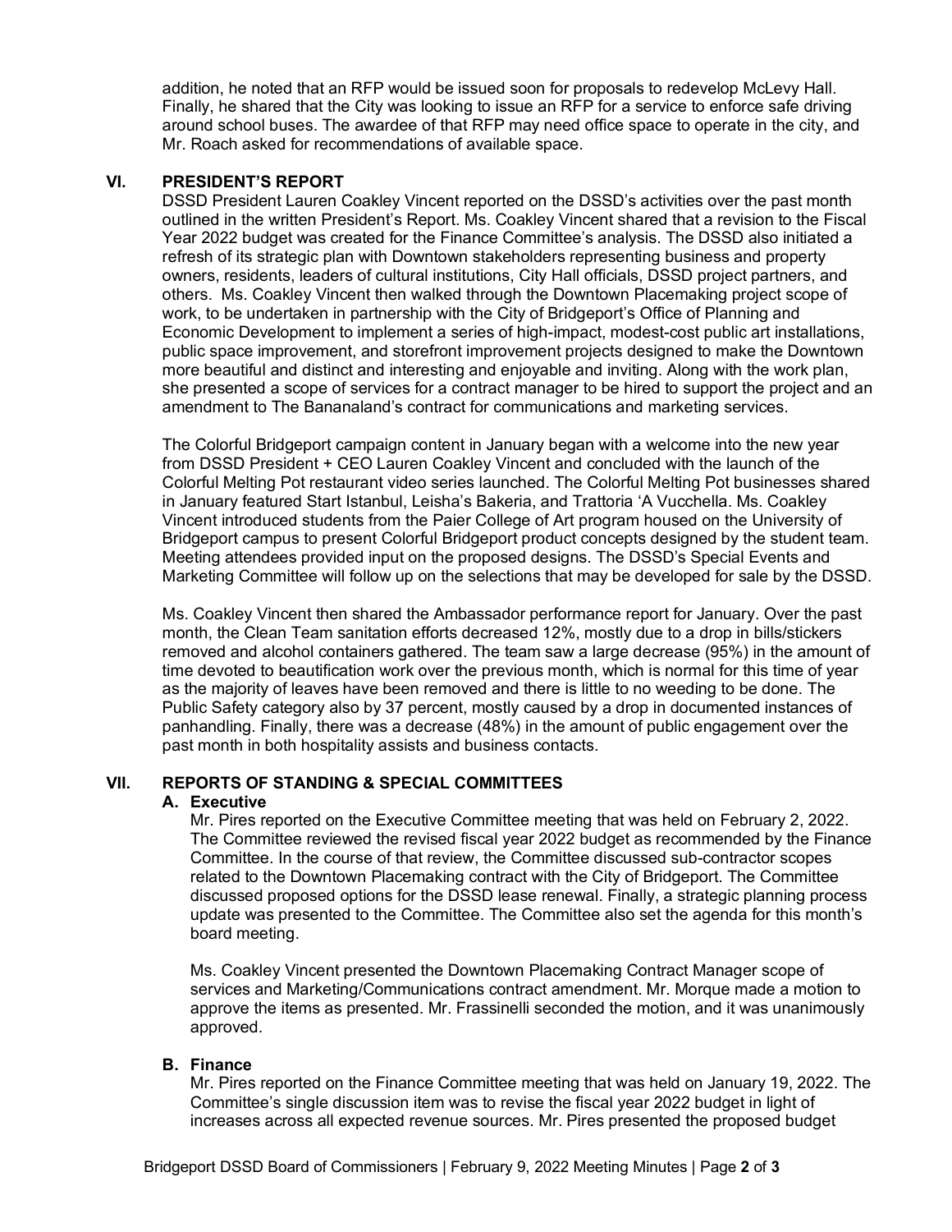addition, he noted that an RFP would be issued soon for proposals to redevelop McLevy Hall. Finally, he shared that the City was looking to issue an RFP for a service to enforce safe driving around school buses. The awardee of that RFP may need office space to operate in the city, and Mr. Roach asked for recommendations of available space.

## VI. PRESIDENT'S REPORT

DSSD President Lauren Coakley Vincent reported on the DSSD's activities over the past month outlined in the written President's Report. Ms. Coakley Vincent shared that a revision to the Fiscal Year 2022 budget was created for the Finance Committee's analysis. The DSSD also initiated a refresh of its strategic plan with Downtown stakeholders representing business and property owners, residents, leaders of cultural institutions, City Hall officials, DSSD project partners, and others. Ms. Coakley Vincent then walked through the Downtown Placemaking project scope of work, to be undertaken in partnership with the City of Bridgeport's Office of Planning and Economic Development to implement a series of high-impact, modest-cost public art installations, public space improvement, and storefront improvement projects designed to make the Downtown more beautiful and distinct and interesting and enjoyable and inviting. Along with the work plan, she presented a scope of services for a contract manager to be hired to support the project and an amendment to The Bananaland's contract for communications and marketing services.

The Colorful Bridgeport campaign content in January began with a welcome into the new year from DSSD President + CEO Lauren Coakley Vincent and concluded with the launch of the Colorful Melting Pot restaurant video series launched. The Colorful Melting Pot businesses shared in January featured Start Istanbul, Leisha's Bakeria, and Trattoria 'A Vucchella. Ms. Coakley Vincent introduced students from the Paier College of Art program housed on the University of Bridgeport campus to present Colorful Bridgeport product concepts designed by the student team. Meeting attendees provided input on the proposed designs. The DSSD's Special Events and Marketing Committee will follow up on the selections that may be developed for sale by the DSSD.

Ms. Coakley Vincent then shared the Ambassador performance report for January. Over the past month, the Clean Team sanitation efforts decreased 12%, mostly due to a drop in bills/stickers removed and alcohol containers gathered. The team saw a large decrease (95%) in the amount of time devoted to beautification work over the previous month, which is normal for this time of year as the majority of leaves have been removed and there is little to no weeding to be done. The Public Safety category also by 37 percent, mostly caused by a drop in documented instances of panhandling. Finally, there was a decrease (48%) in the amount of public engagement over the past month in both hospitality assists and business contacts.

## VII. REPORTS OF STANDING & SPECIAL COMMITTEES

### A. Executive

Mr. Pires reported on the Executive Committee meeting that was held on February 2, 2022. The Committee reviewed the revised fiscal year 2022 budget as recommended by the Finance Committee. In the course of that review, the Committee discussed sub-contractor scopes related to the Downtown Placemaking contract with the City of Bridgeport. The Committee discussed proposed options for the DSSD lease renewal. Finally, a strategic planning process update was presented to the Committee. The Committee also set the agenda for this month's board meeting.

Ms. Coakley Vincent presented the Downtown Placemaking Contract Manager scope of services and Marketing/Communications contract amendment. Mr. Morque made a motion to approve the items as presented. Mr. Frassinelli seconded the motion, and it was unanimously approved.

### B. Finance

Mr. Pires reported on the Finance Committee meeting that was held on January 19, 2022. The Committee's single discussion item was to revise the fiscal year 2022 budget in light of increases across all expected revenue sources. Mr. Pires presented the proposed budget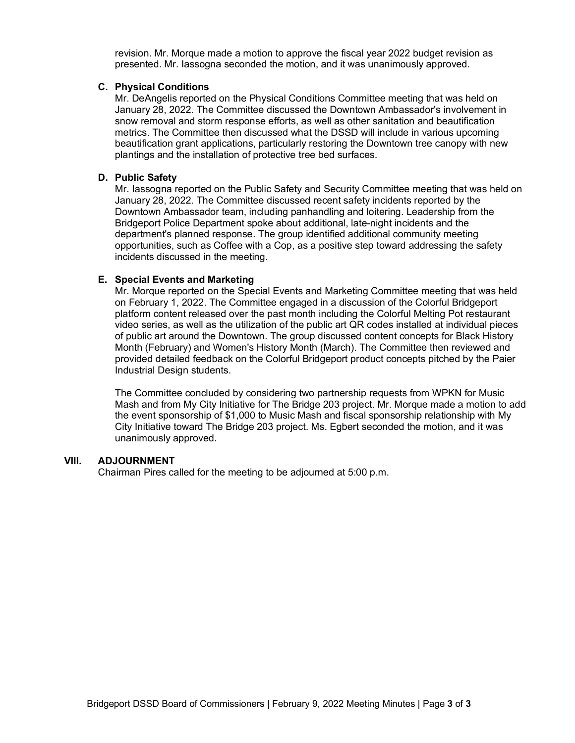revision. Mr. Morque made a motion to approve the fiscal year 2022 budget revision as presented. Mr. Iassogna seconded the motion, and it was unanimously approved.

**C. Physical Conditions**

Mr. DeAngelis reported on the Physical Conditions Committee meeting that was held on January 28, 2022. The Committee discussed the Downtown Ambassador's involvement in snow removal and storm response efforts, as well as other sanitation and beautification metrics. The Committee then discussed what the DSSD will include in various upcoming beautification grant applications, particularly restoring the Downtown tree canopy with new plantings and the installation of protective tree bed surfaces.

**D. Public Safety**

Mr. Iassogna reported on the Public Safety and Security Committee meeting that was held on January 28, 2022. The Committee discussed recent safety incidents reported by the Downtown Ambassador team, including panhandling and loitering. Leadership from the Bridgeport Police Department spoke about additional, late-night incidents and the department's planned response. The group identified additional community meeting opportunities, such as Coffee with a Cop, as a positive step toward addressing the safety incidents discussed in the meeting.

**E. Special Events and Marketing**

Mr. Morque reported on the Special Events and Marketing Committee meeting that was held on February 1, 2022. The Committee engaged in a discussion of the Colorful Bridgeport platform content released over the past month including the Colorful Melting Pot restaurant video series, as well as the utilization of the public art QR codes installed at individual pieces of public art around the Downtown. The group discussed content concepts for Black History Month (February) and Women's History Month (March). The Committee then reviewed and provided detailed feedback on the Colorful Bridgeport product concepts pitched by the Paier Industrial Design students.

The Committee concluded by considering two partnership requests from WPKN for Music Mash and from My City Initiative for The Bridge 203 project. Mr. Morque made a motion to add the event sponsorship of $1,000 to Music Mash and fiscal sponsorship relationship with My City Initiative toward The Bridge 203 project. Ms. Egbert seconded the motion, and it was unanimously approved.

## VIII. ADJOURNMENT

Chairman Pires called for the meeting to be adjourned at 5:00 p.m.